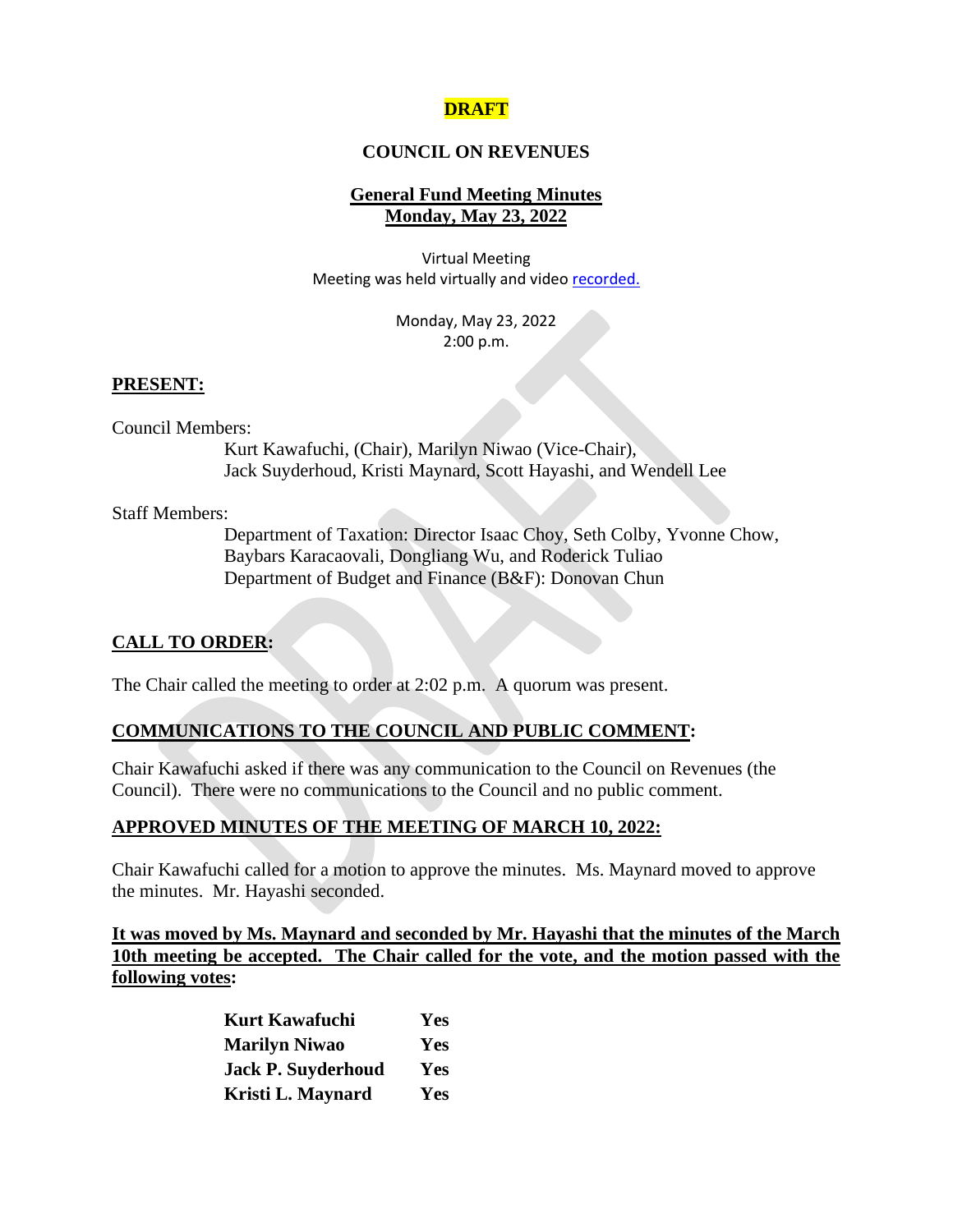**DRAFT**

# COUNCIL ON REVENUES

## General Fund Meeting Minutes
## Monday, May 23, 2022

Virtual Meeting
Meeting was held virtually and video recorded.

Monday, May 23, 2022
2:00 p.m.

**PRESENT:**

Council Members:

Kurt Kawafuchi, (Chair), Marilyn Niwao (Vice-Chair),
Jack Suyderhoud, Kristi Maynard, Scott Hayashi, and Wendell Lee

Staff Members:

Department of Taxation: Director Isaac Choy, Seth Colby, Yvonne Chow,
Baybars Karacaovali, Dongliang Wu, and Roderick Tuliao
Department of Budget and Finance (B&F): Donovan Chun

**CALL TO ORDER:**

The Chair called the meeting to order at 2:02 p.m. A quorum was present.

**COMMUNICATIONS TO THE COUNCIL AND PUBLIC COMMENT:**

Chair Kawafuchi asked if there was any communication to the Council on Revenues (the Council). There were no communications to the Council and no public comment.

**APPROVED MINUTES OF THE MEETING OF MARCH 10, 2022:**

Chair Kawafuchi called for a motion to approve the minutes. Ms. Maynard moved to approve the minutes. Mr. Hayashi seconded.

**It was moved by Ms. Maynard and seconded by Mr. Hayashi that the minutes of the March 10th meeting be accepted. The Chair called for the vote, and the motion passed with the following votes:**

| | |
|---|---|
| **Kurt Kawafuchi** | **Yes** |
| **Marilyn Niwao** | **Yes** |
| **Jack P. Suyderhoud** | **Yes** |
| **Kristi L. Maynard** | **Yes** |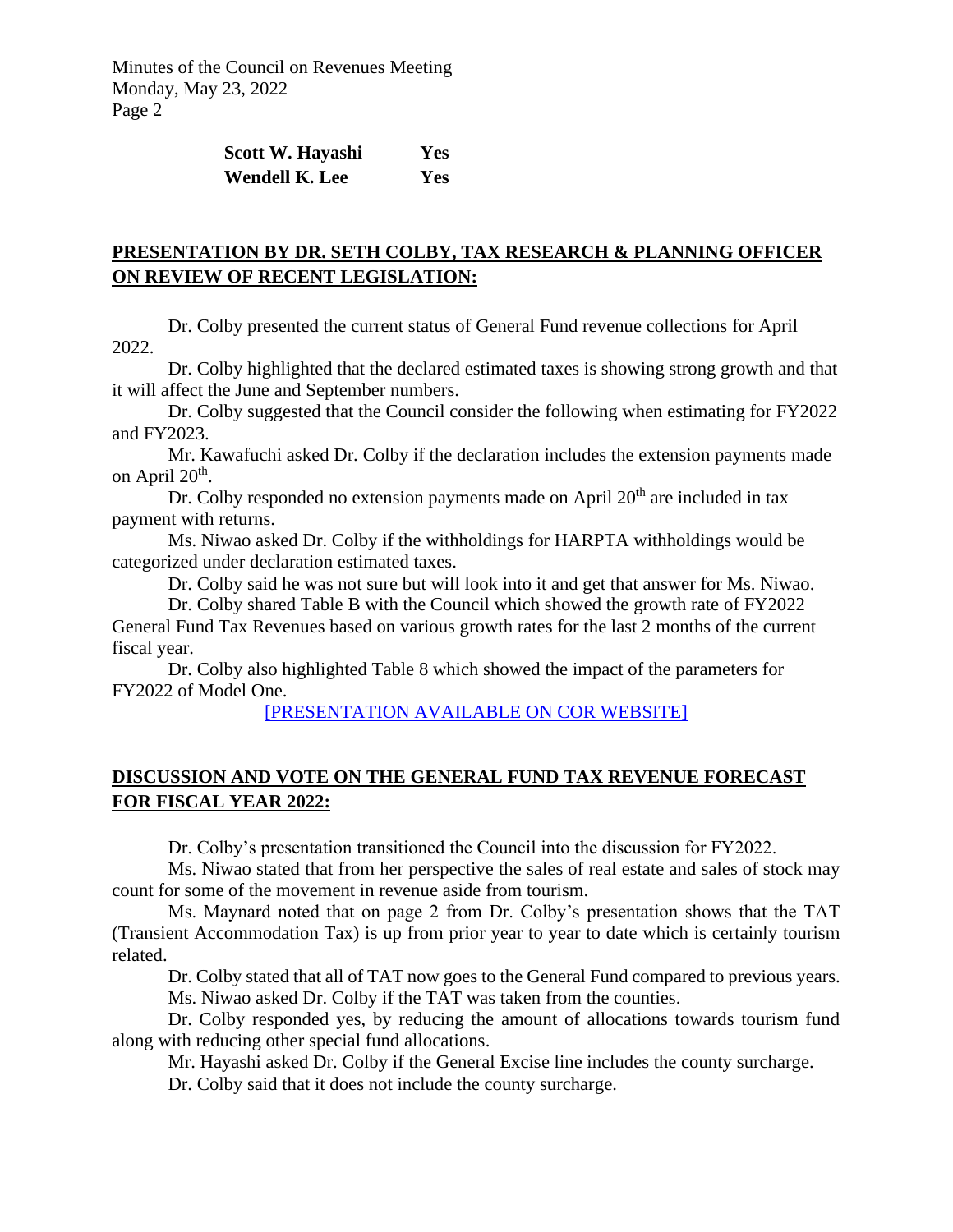| | |
|---|---|
| **Scott W. Hayashi** | **Yes** |
| **Wendell K. Lee** | **Yes** |

## PRESENTATION BY DR. SETH COLBY, TAX RESEARCH & PLANNING OFFICER ON REVIEW OF RECENT LEGISLATION:

Dr. Colby presented the current status of General Fund revenue collections for April 2022.

Dr. Colby highlighted that the declared estimated taxes is showing strong growth and that it will affect the June and September numbers.

Dr. Colby suggested that the Council consider the following when estimating for FY2022 and FY2023.

Mr. Kawafuchi asked Dr. Colby if the declaration includes the extension payments made on April 20th.

Dr. Colby responded no extension payments made on April 20th are included in tax payment with returns.

Ms. Niwao asked Dr. Colby if the withholdings for HARPTA withholdings would be categorized under declaration estimated taxes.

Dr. Colby said he was not sure but will look into it and get that answer for Ms. Niwao.

Dr. Colby shared Table B with the Council which showed the growth rate of FY2022 General Fund Tax Revenues based on various growth rates for the last 2 months of the current fiscal year.

Dr. Colby also highlighted Table 8 which showed the impact of the parameters for FY2022 of Model One.

[PRESENTATION AVAILABLE ON COR WEBSITE]

## DISCUSSION AND VOTE ON THE GENERAL FUND TAX REVENUE FORECAST FOR FISCAL YEAR 2022:

Dr. Colby's presentation transitioned the Council into the discussion for FY2022.

Ms. Niwao stated that from her perspective the sales of real estate and sales of stock may count for some of the movement in revenue aside from tourism.

Ms. Maynard noted that on page 2 from Dr. Colby's presentation shows that the TAT (Transient Accommodation Tax) is up from prior year to year to date which is certainly tourism related.

Dr. Colby stated that all of TAT now goes to the General Fund compared to previous years.

Ms. Niwao asked Dr. Colby if the TAT was taken from the counties.

Dr. Colby responded yes, by reducing the amount of allocations towards tourism fund along with reducing other special fund allocations.

Mr. Hayashi asked Dr. Colby if the General Excise line includes the county surcharge.

Dr. Colby said that it does not include the county surcharge.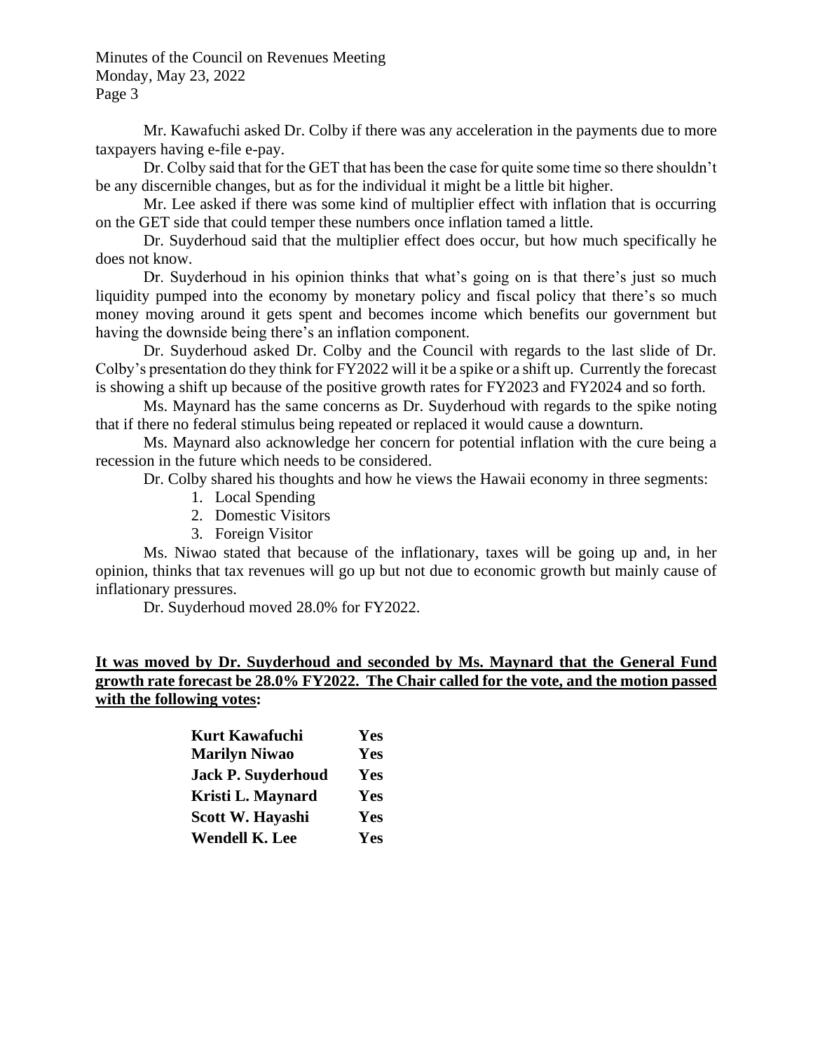Mr. Kawafuchi asked Dr. Colby if there was any acceleration in the payments due to more taxpayers having e-file e-pay.

Dr. Colby said that for the GET that has been the case for quite some time so there shouldn't be any discernible changes, but as for the individual it might be a little bit higher.

Mr. Lee asked if there was some kind of multiplier effect with inflation that is occurring on the GET side that could temper these numbers once inflation tamed a little.

Dr. Suyderhoud said that the multiplier effect does occur, but how much specifically he does not know.

Dr. Suyderhoud in his opinion thinks that what's going on is that there's just so much liquidity pumped into the economy by monetary policy and fiscal policy that there's so much money moving around it gets spent and becomes income which benefits our government but having the downside being there's an inflation component.

Dr. Suyderhoud asked Dr. Colby and the Council with regards to the last slide of Dr. Colby's presentation do they think for FY2022 will it be a spike or a shift up. Currently the forecast is showing a shift up because of the positive growth rates for FY2023 and FY2024 and so forth.

Ms. Maynard has the same concerns as Dr. Suyderhoud with regards to the spike noting that if there no federal stimulus being repeated or replaced it would cause a downturn.

Ms. Maynard also acknowledge her concern for potential inflation with the cure being a recession in the future which needs to be considered.

Dr. Colby shared his thoughts and how he views the Hawaii economy in three segments:

1. Local Spending
2. Domestic Visitors
3. Foreign Visitor

Ms. Niwao stated that because of the inflationary, taxes will be going up and, in her opinion, thinks that tax revenues will go up but not due to economic growth but mainly cause of inflationary pressures.

Dr. Suyderhoud moved 28.0% for FY2022.

**It was moved by Dr. Suyderhoud and seconded by Ms. Maynard that the General Fund growth rate forecast be 28.0% FY2022. The Chair called for the vote, and the motion passed with the following votes:**

| | |
|---|---|
| **Kurt Kawafuchi** | **Yes** |
| **Marilyn Niwao** | **Yes** |
| **Jack P. Suyderhoud** | **Yes** |
| **Kristi L. Maynard** | **Yes** |
| **Scott W. Hayashi** | **Yes** |
| **Wendell K. Lee** | **Yes** |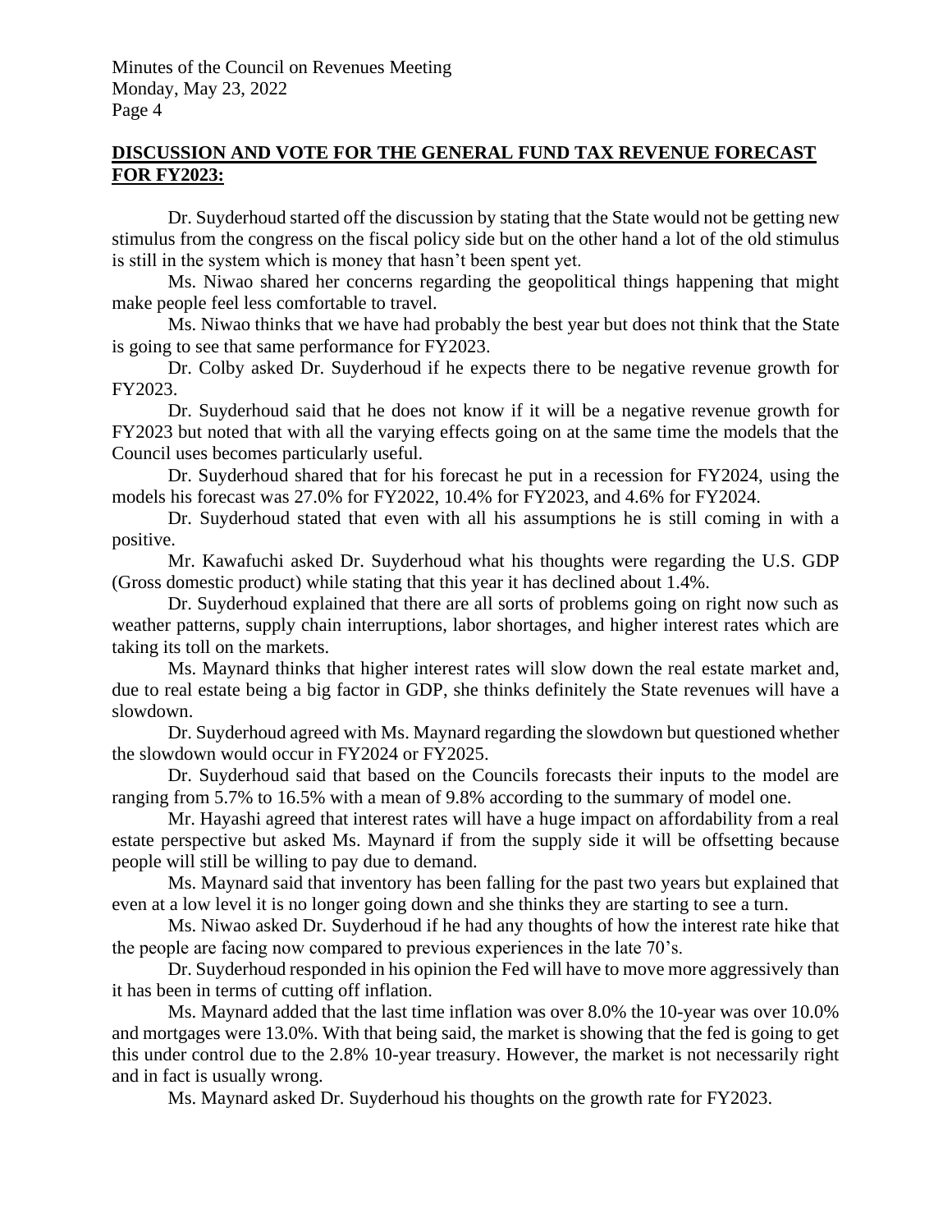## DISCUSSION AND VOTE FOR THE GENERAL FUND TAX REVENUE FORECAST FOR FY2023:

Dr. Suyderhoud started off the discussion by stating that the State would not be getting new stimulus from the congress on the fiscal policy side but on the other hand a lot of the old stimulus is still in the system which is money that hasn't been spent yet.

Ms. Niwao shared her concerns regarding the geopolitical things happening that might make people feel less comfortable to travel.

Ms. Niwao thinks that we have had probably the best year but does not think that the State is going to see that same performance for FY2023.

Dr. Colby asked Dr. Suyderhoud if he expects there to be negative revenue growth for FY2023.

Dr. Suyderhoud said that he does not know if it will be a negative revenue growth for FY2023 but noted that with all the varying effects going on at the same time the models that the Council uses becomes particularly useful.

Dr. Suyderhoud shared that for his forecast he put in a recession for FY2024, using the models his forecast was 27.0% for FY2022, 10.4% for FY2023, and 4.6% for FY2024.

Dr. Suyderhoud stated that even with all his assumptions he is still coming in with a positive.

Mr. Kawafuchi asked Dr. Suyderhoud what his thoughts were regarding the U.S. GDP (Gross domestic product) while stating that this year it has declined about 1.4%.

Dr. Suyderhoud explained that there are all sorts of problems going on right now such as weather patterns, supply chain interruptions, labor shortages, and higher interest rates which are taking its toll on the markets.

Ms. Maynard thinks that higher interest rates will slow down the real estate market and, due to real estate being a big factor in GDP, she thinks definitely the State revenues will have a slowdown.

Dr. Suyderhoud agreed with Ms. Maynard regarding the slowdown but questioned whether the slowdown would occur in FY2024 or FY2025.

Dr. Suyderhoud said that based on the Councils forecasts their inputs to the model are ranging from 5.7% to 16.5% with a mean of 9.8% according to the summary of model one.

Mr. Hayashi agreed that interest rates will have a huge impact on affordability from a real estate perspective but asked Ms. Maynard if from the supply side it will be offsetting because people will still be willing to pay due to demand.

Ms. Maynard said that inventory has been falling for the past two years but explained that even at a low level it is no longer going down and she thinks they are starting to see a turn.

Ms. Niwao asked Dr. Suyderhoud if he had any thoughts of how the interest rate hike that the people are facing now compared to previous experiences in the late 70's.

Dr. Suyderhoud responded in his opinion the Fed will have to move more aggressively than it has been in terms of cutting off inflation.

Ms. Maynard added that the last time inflation was over 8.0% the 10-year was over 10.0% and mortgages were 13.0%. With that being said, the market is showing that the fed is going to get this under control due to the 2.8% 10-year treasury. However, the market is not necessarily right and in fact is usually wrong.

Ms. Maynard asked Dr. Suyderhoud his thoughts on the growth rate for FY2023.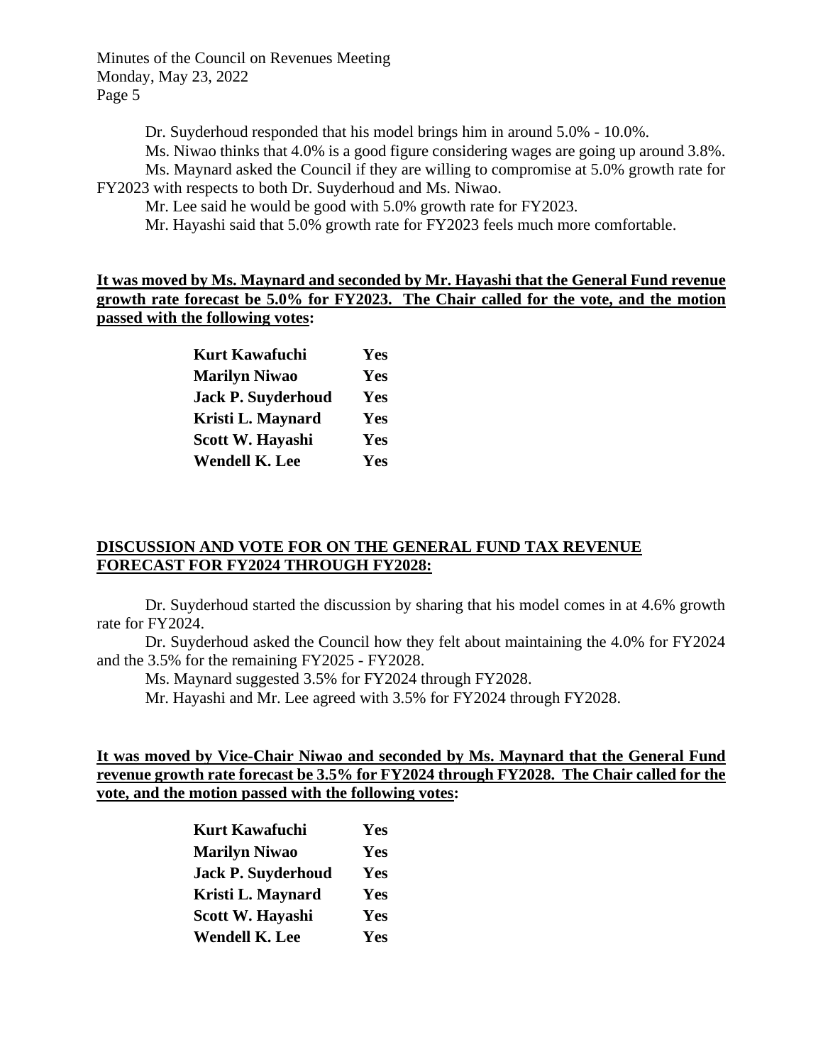Dr. Suyderhoud responded that his model brings him in around 5.0% - 10.0%.

Ms. Niwao thinks that 4.0% is a good figure considering wages are going up around 3.8%.

Ms. Maynard asked the Council if they are willing to compromise at 5.0% growth rate for FY2023 with respects to both Dr. Suyderhoud and Ms. Niwao.

Mr. Lee said he would be good with 5.0% growth rate for FY2023.

Mr. Hayashi said that 5.0% growth rate for FY2023 feels much more comfortable.

**It was moved by Ms. Maynard and seconded by Mr. Hayashi that the General Fund revenue growth rate forecast be 5.0% for FY2023. The Chair called for the vote, and the motion passed with the following votes:**

| | |
|---|---|
| **Kurt Kawafuchi** | **Yes** |
| **Marilyn Niwao** | **Yes** |
| **Jack P. Suyderhoud** | **Yes** |
| **Kristi L. Maynard** | **Yes** |
| **Scott W. Hayashi** | **Yes** |
| **Wendell K. Lee** | **Yes** |

## DISCUSSION AND VOTE FOR ON THE GENERAL FUND TAX REVENUE FORECAST FOR FY2024 THROUGH FY2028:

Dr. Suyderhoud started the discussion by sharing that his model comes in at 4.6% growth rate for FY2024.

Dr. Suyderhoud asked the Council how they felt about maintaining the 4.0% for FY2024 and the 3.5% for the remaining FY2025 - FY2028.

Ms. Maynard suggested 3.5% for FY2024 through FY2028.

Mr. Hayashi and Mr. Lee agreed with 3.5% for FY2024 through FY2028.

**It was moved by Vice-Chair Niwao and seconded by Ms. Maynard that the General Fund revenue growth rate forecast be 3.5% for FY2024 through FY2028. The Chair called for the vote, and the motion passed with the following votes:**

| | |
|---|---|
| **Kurt Kawafuchi** | **Yes** |
| **Marilyn Niwao** | **Yes** |
| **Jack P. Suyderhoud** | **Yes** |
| **Kristi L. Maynard** | **Yes** |
| **Scott W. Hayashi** | **Yes** |
| **Wendell K. Lee** | **Yes** |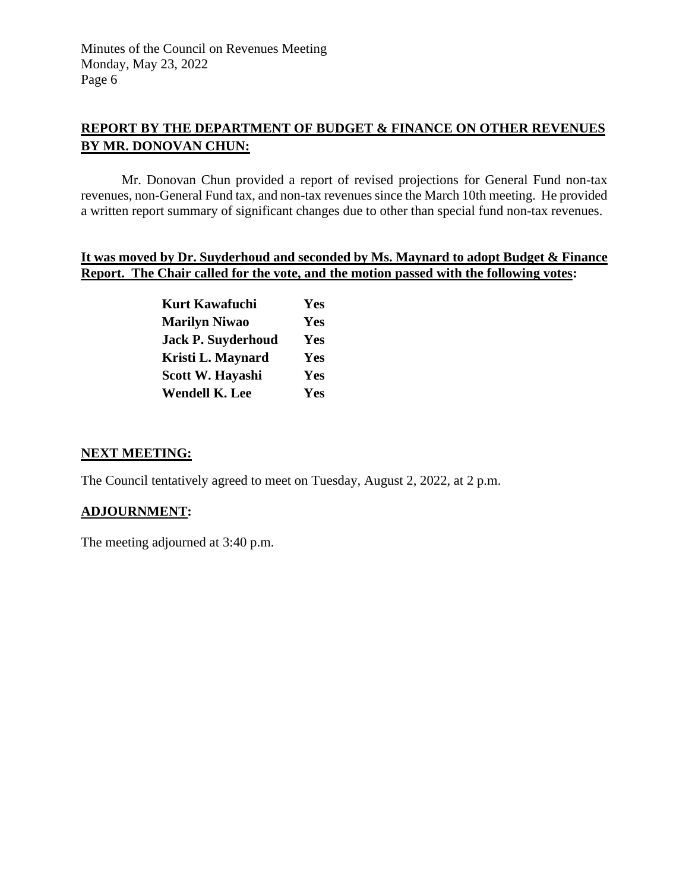**REPORT BY THE DEPARTMENT OF BUDGET & FINANCE ON OTHER REVENUES BY MR. DONOVAN CHUN:**

Mr. Donovan Chun provided a report of revised projections for General Fund non-tax revenues, non-General Fund tax, and non-tax revenues since the March 10th meeting. He provided a written report summary of significant changes due to other than special fund non-tax revenues.

**It was moved by Dr. Suyderhoud and seconded by Ms. Maynard to adopt Budget & Finance Report. The Chair called for the vote, and the motion passed with the following votes:**

| | |
|---|---|
| **Kurt Kawafuchi** | **Yes** |
| **Marilyn Niwao** | **Yes** |
| **Jack P. Suyderhoud** | **Yes** |
| **Kristi L. Maynard** | **Yes** |
| **Scott W. Hayashi** | **Yes** |
| **Wendell K. Lee** | **Yes** |

**NEXT MEETING:**

The Council tentatively agreed to meet on Tuesday, August 2, 2022, at 2 p.m.

**ADJOURNMENT:**

The meeting adjourned at 3:40 p.m.